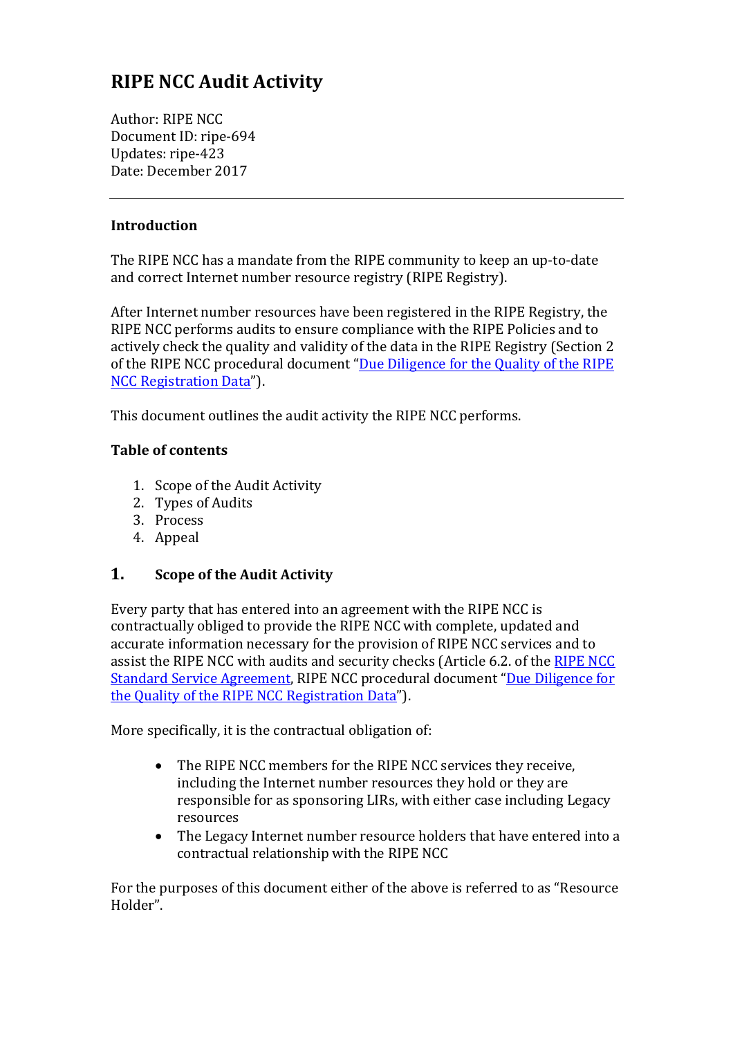# RIPE NCC Audit Activity

Author: RIPE NCC
Document ID: ripe-694
Updates: ripe-423
Date: December 2017

---

### Introduction

The RIPE NCC has a mandate from the RIPE community to keep an up-to-date and correct Internet number resource registry (RIPE Registry).

After Internet number resources have been registered in the RIPE Registry, the RIPE NCC performs audits to ensure compliance with the RIPE Policies and to actively check the quality and validity of the data in the RIPE Registry (Section 2 of the RIPE NCC procedural document "Due Diligence for the Quality of the RIPE NCC Registration Data").

This document outlines the audit activity the RIPE NCC performs.

### Table of contents

1. Scope of the Audit Activity
2. Types of Audits
3. Process
4. Appeal

## 1. Scope of the Audit Activity

Every party that has entered into an agreement with the RIPE NCC is contractually obliged to provide the RIPE NCC with complete, updated and accurate information necessary for the provision of RIPE NCC services and to assist the RIPE NCC with audits and security checks (Article 6.2. of the RIPE NCC Standard Service Agreement, RIPE NCC procedural document "Due Diligence for the Quality of the RIPE NCC Registration Data").

More specifically, it is the contractual obligation of:

- The RIPE NCC members for the RIPE NCC services they receive, including the Internet number resources they hold or they are responsible for as sponsoring LIRs, with either case including Legacy resources
- The Legacy Internet number resource holders that have entered into a contractual relationship with the RIPE NCC

For the purposes of this document either of the above is referred to as "Resource Holder".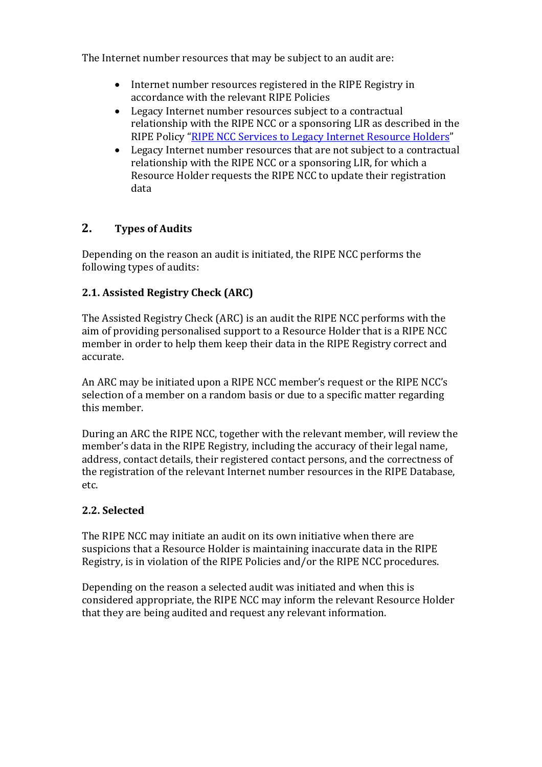The Internet number resources that may be subject to an audit are:

- Internet number resources registered in the RIPE Registry in accordance with the relevant RIPE Policies
- Legacy Internet number resources subject to a contractual relationship with the RIPE NCC or a sponsoring LIR as described in the RIPE Policy "RIPE NCC Services to Legacy Internet Resource Holders"
- Legacy Internet number resources that are not subject to a contractual relationship with the RIPE NCC or a sponsoring LIR, for which a Resource Holder requests the RIPE NCC to update their registration data

## 2. Types of Audits

Depending on the reason an audit is initiated, the RIPE NCC performs the following types of audits:

### 2.1. Assisted Registry Check (ARC)

The Assisted Registry Check (ARC) is an audit the RIPE NCC performs with the aim of providing personalised support to a Resource Holder that is a RIPE NCC member in order to help them keep their data in the RIPE Registry correct and accurate.

An ARC may be initiated upon a RIPE NCC member's request or the RIPE NCC's selection of a member on a random basis or due to a specific matter regarding this member.

During an ARC the RIPE NCC, together with the relevant member, will review the member's data in the RIPE Registry, including the accuracy of their legal name, address, contact details, their registered contact persons, and the correctness of the registration of the relevant Internet number resources in the RIPE Database, etc.

### 2.2. Selected

The RIPE NCC may initiate an audit on its own initiative when there are suspicions that a Resource Holder is maintaining inaccurate data in the RIPE Registry, is in violation of the RIPE Policies and/or the RIPE NCC procedures.

Depending on the reason a selected audit was initiated and when this is considered appropriate, the RIPE NCC may inform the relevant Resource Holder that they are being audited and request any relevant information.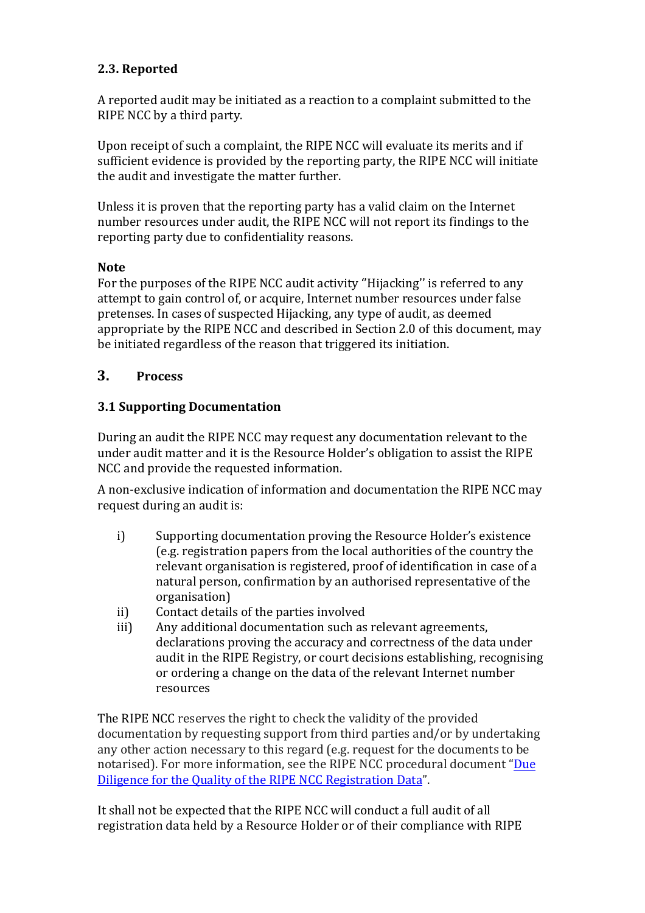### 2.3. Reported

A reported audit may be initiated as a reaction to a complaint submitted to the RIPE NCC by a third party.

Upon receipt of such a complaint, the RIPE NCC will evaluate its merits and if sufficient evidence is provided by the reporting party, the RIPE NCC will initiate the audit and investigate the matter further.

Unless it is proven that the reporting party has a valid claim on the Internet number resources under audit, the RIPE NCC will not report its findings to the reporting party due to confidentiality reasons.

**Note**

For the purposes of the RIPE NCC audit activity "Hijacking" is referred to any attempt to gain control of, or acquire, Internet number resources under false pretenses. In cases of suspected Hijacking, any type of audit, as deemed appropriate by the RIPE NCC and described in Section 2.0 of this document, may be initiated regardless of the reason that triggered its initiation.

## 3. Process

### 3.1 Supporting Documentation

During an audit the RIPE NCC may request any documentation relevant to the under audit matter and it is the Resource Holder's obligation to assist the RIPE NCC and provide the requested information.

A non-exclusive indication of information and documentation the RIPE NCC may request during an audit is:

i) Supporting documentation proving the Resource Holder's existence (e.g. registration papers from the local authorities of the country the relevant organisation is registered, proof of identification in case of a natural person, confirmation by an authorised representative of the organisation)

ii) Contact details of the parties involved

iii) Any additional documentation such as relevant agreements, declarations proving the accuracy and correctness of the data under audit in the RIPE Registry, or court decisions establishing, recognising or ordering a change on the data of the relevant Internet number resources

The RIPE NCC reserves the right to check the validity of the provided documentation by requesting support from third parties and/or by undertaking any other action necessary to this regard (e.g. request for the documents to be notarised). For more information, see the RIPE NCC procedural document "Due Diligence for the Quality of the RIPE NCC Registration Data".

It shall not be expected that the RIPE NCC will conduct a full audit of all registration data held by a Resource Holder or of their compliance with RIPE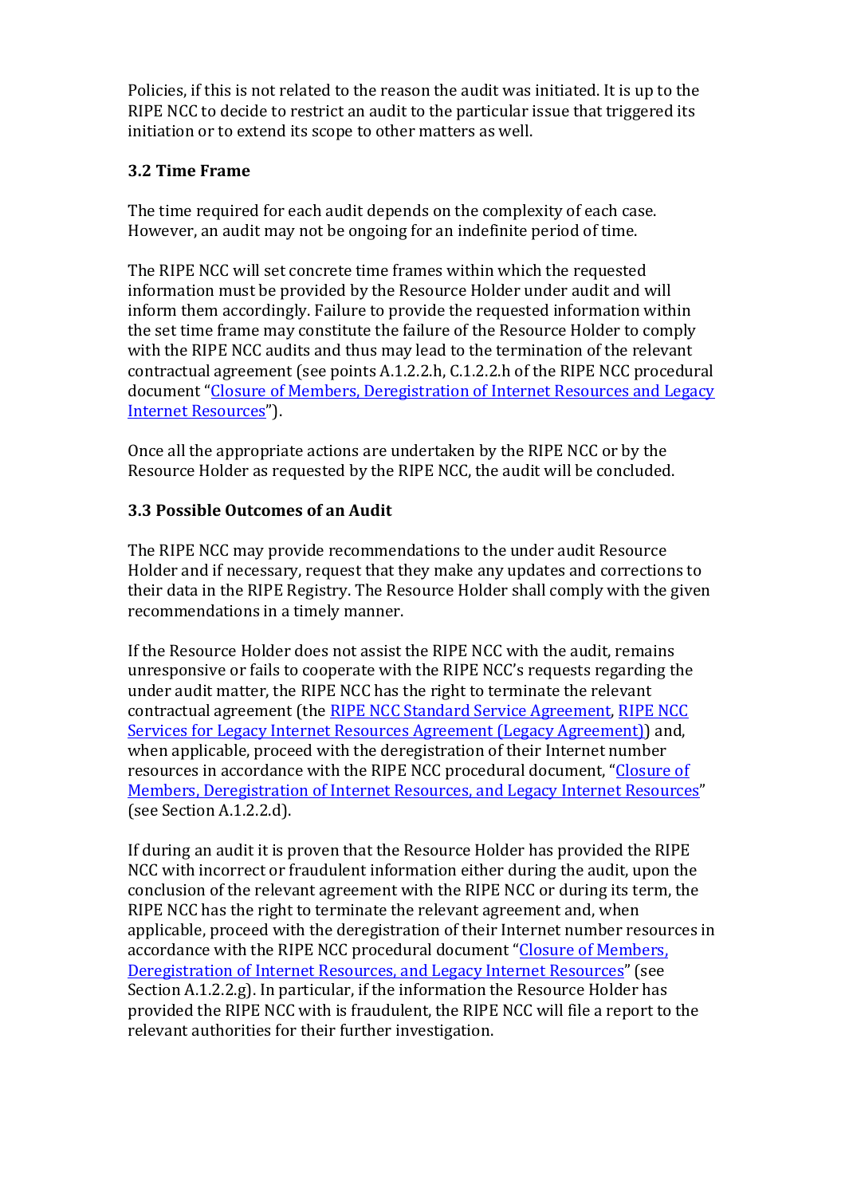Policies, if this is not related to the reason the audit was initiated. It is up to the RIPE NCC to decide to restrict an audit to the particular issue that triggered its initiation or to extend its scope to other matters as well.

### 3.2 Time Frame

The time required for each audit depends on the complexity of each case. However, an audit may not be ongoing for an indefinite period of time.

The RIPE NCC will set concrete time frames within which the requested information must be provided by the Resource Holder under audit and will inform them accordingly. Failure to provide the requested information within the set time frame may constitute the failure of the Resource Holder to comply with the RIPE NCC audits and thus may lead to the termination of the relevant contractual agreement (see points A.1.2.2.h, C.1.2.2.h of the RIPE NCC procedural document "Closure of Members, Deregistration of Internet Resources and Legacy Internet Resources").

Once all the appropriate actions are undertaken by the RIPE NCC or by the Resource Holder as requested by the RIPE NCC, the audit will be concluded.

### 3.3 Possible Outcomes of an Audit

The RIPE NCC may provide recommendations to the under audit Resource Holder and if necessary, request that they make any updates and corrections to their data in the RIPE Registry. The Resource Holder shall comply with the given recommendations in a timely manner.

If the Resource Holder does not assist the RIPE NCC with the audit, remains unresponsive or fails to cooperate with the RIPE NCC's requests regarding the under audit matter, the RIPE NCC has the right to terminate the relevant contractual agreement (the RIPE NCC Standard Service Agreement, RIPE NCC Services for Legacy Internet Resources Agreement (Legacy Agreement)) and, when applicable, proceed with the deregistration of their Internet number resources in accordance with the RIPE NCC procedural document, "Closure of Members, Deregistration of Internet Resources, and Legacy Internet Resources" (see Section A.1.2.2.d).

If during an audit it is proven that the Resource Holder has provided the RIPE NCC with incorrect or fraudulent information either during the audit, upon the conclusion of the relevant agreement with the RIPE NCC or during its term, the RIPE NCC has the right to terminate the relevant agreement and, when applicable, proceed with the deregistration of their Internet number resources in accordance with the RIPE NCC procedural document "Closure of Members, Deregistration of Internet Resources, and Legacy Internet Resources" (see Section A.1.2.2.g). In particular, if the information the Resource Holder has provided the RIPE NCC with is fraudulent, the RIPE NCC will file a report to the relevant authorities for their further investigation.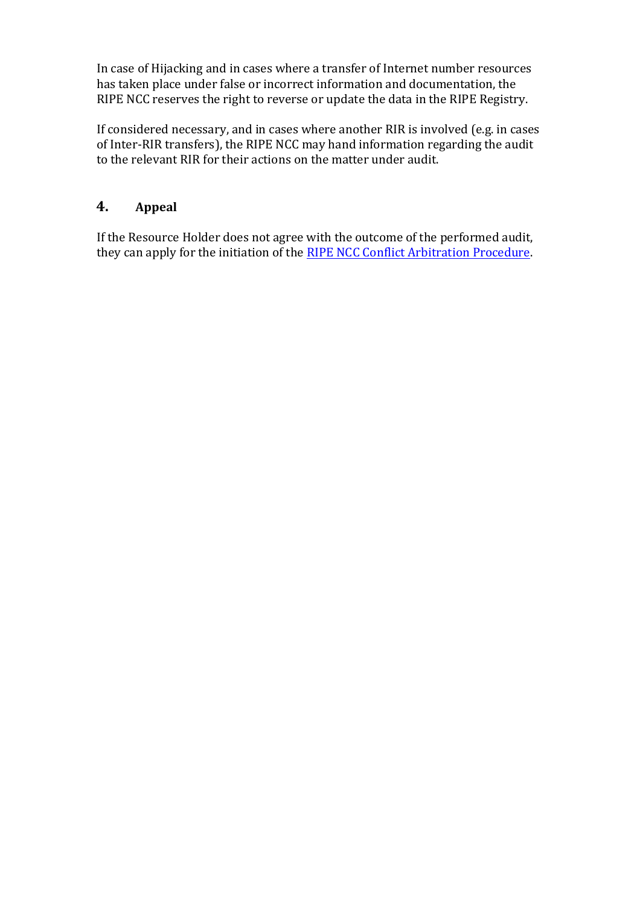In case of Hijacking and in cases where a transfer of Internet number resources has taken place under false or incorrect information and documentation, the RIPE NCC reserves the right to reverse or update the data in the RIPE Registry.

If considered necessary, and in cases where another RIR is involved (e.g. in cases of Inter-RIR transfers), the RIPE NCC may hand information regarding the audit to the relevant RIR for their actions on the matter under audit.

## 4. Appeal

If the Resource Holder does not agree with the outcome of the performed audit, they can apply for the initiation of the RIPE NCC Conflict Arbitration Procedure.